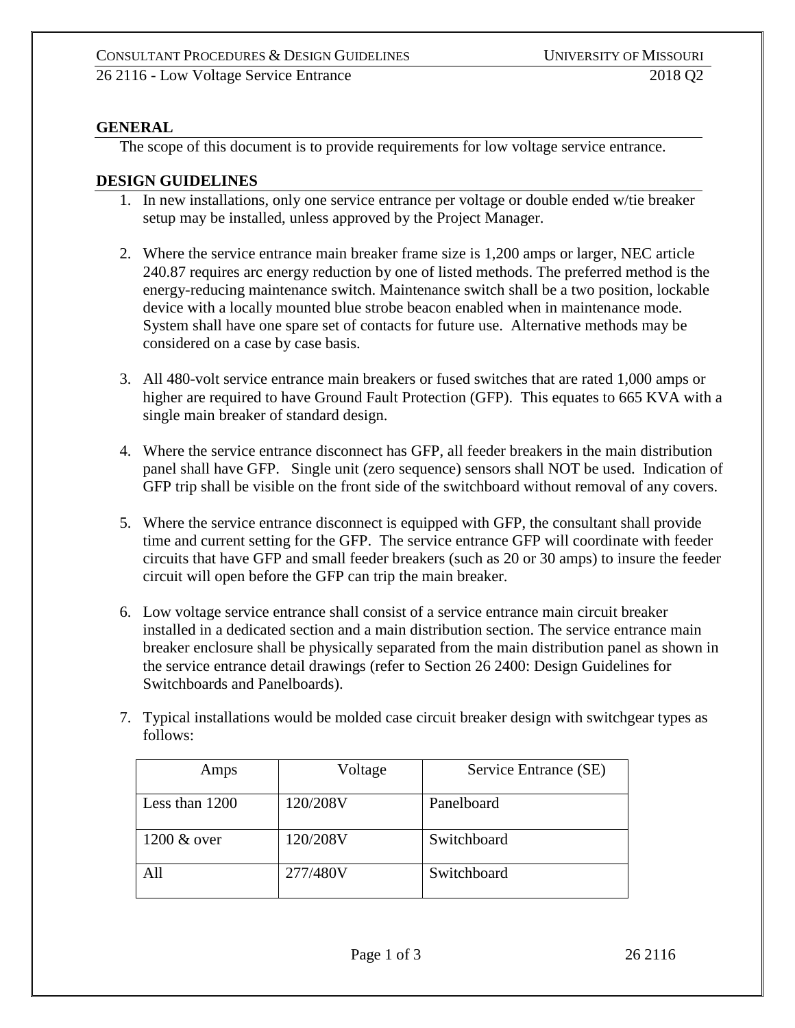## GENERAL

The scope of this document is to provide requirements for low voltage service entrance.

## DESIGN GUIDELINES

1. In new installations, only one service entrance per voltage or double ended w/tie breaker setup may be installed, unless approved by the Project Manager.

2. Where the service entrance main breaker frame size is 1,200 amps or larger, NEC article 240.87 requires arc energy reduction by one of listed methods. The preferred method is the energy-reducing maintenance switch. Maintenance switch shall be a two position, lockable device with a locally mounted blue strobe beacon enabled when in maintenance mode. System shall have one spare set of contacts for future use. Alternative methods may be considered on a case by case basis.

3. All 480-volt service entrance main breakers or fused switches that are rated 1,000 amps or higher are required to have Ground Fault Protection (GFP). This equates to 665 KVA with a single main breaker of standard design.

4. Where the service entrance disconnect has GFP, all feeder breakers in the main distribution panel shall have GFP. Single unit (zero sequence) sensors shall NOT be used. Indication of GFP trip shall be visible on the front side of the switchboard without removal of any covers.

5. Where the service entrance disconnect is equipped with GFP, the consultant shall provide time and current setting for the GFP. The service entrance GFP will coordinate with feeder circuits that have GFP and small feeder breakers (such as 20 or 30 amps) to insure the feeder circuit will open before the GFP can trip the main breaker.

6. Low voltage service entrance shall consist of a service entrance main circuit breaker installed in a dedicated section and a main distribution section. The service entrance main breaker enclosure shall be physically separated from the main distribution panel as shown in the service entrance detail drawings (refer to Section 26 2400: Design Guidelines for Switchboards and Panelboards).

7. Typical installations would be molded case circuit breaker design with switchgear types as follows:

| Amps | Voltage | Service Entrance (SE) |
|---|---|---|
| Less than 1200 | 120/208V | Panelboard |
| 1200 & over | 120/208V | Switchboard |
| All | 277/480V | Switchboard |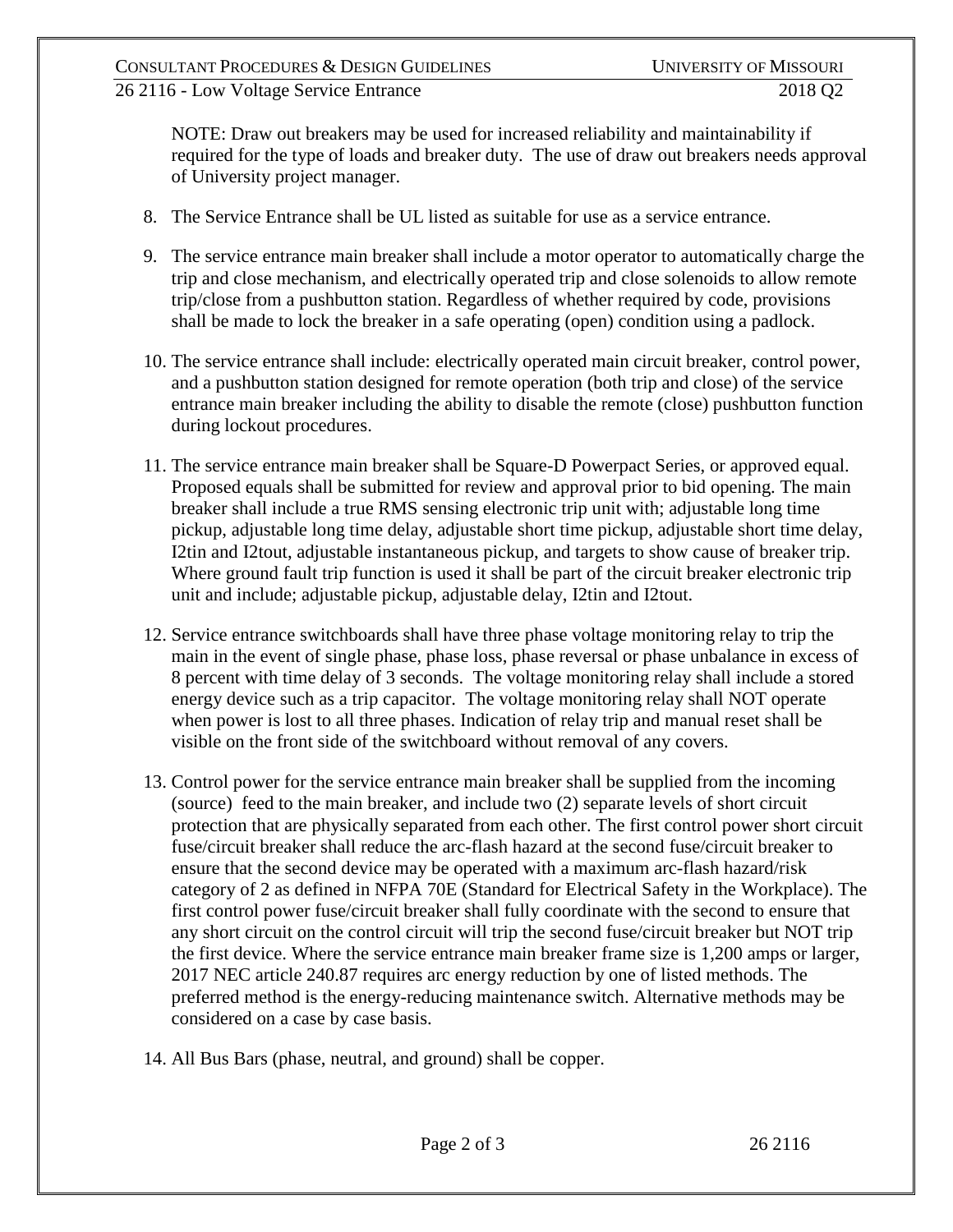NOTE: Draw out breakers may be used for increased reliability and maintainability if required for the type of loads and breaker duty. The use of draw out breakers needs approval of University project manager.

8. The Service Entrance shall be UL listed as suitable for use as a service entrance.

9. The service entrance main breaker shall include a motor operator to automatically charge the trip and close mechanism, and electrically operated trip and close solenoids to allow remote trip/close from a pushbutton station. Regardless of whether required by code, provisions shall be made to lock the breaker in a safe operating (open) condition using a padlock.

10. The service entrance shall include: electrically operated main circuit breaker, control power, and a pushbutton station designed for remote operation (both trip and close) of the service entrance main breaker including the ability to disable the remote (close) pushbutton function during lockout procedures.

11. The service entrance main breaker shall be Square-D Powerpact Series, or approved equal. Proposed equals shall be submitted for review and approval prior to bid opening. The main breaker shall include a true RMS sensing electronic trip unit with; adjustable long time pickup, adjustable long time delay, adjustable short time pickup, adjustable short time delay, I2tin and I2tout, adjustable instantaneous pickup, and targets to show cause of breaker trip. Where ground fault trip function is used it shall be part of the circuit breaker electronic trip unit and include; adjustable pickup, adjustable delay, I2tin and I2tout.

12. Service entrance switchboards shall have three phase voltage monitoring relay to trip the main in the event of single phase, phase loss, phase reversal or phase unbalance in excess of 8 percent with time delay of 3 seconds. The voltage monitoring relay shall include a stored energy device such as a trip capacitor. The voltage monitoring relay shall NOT operate when power is lost to all three phases. Indication of relay trip and manual reset shall be visible on the front side of the switchboard without removal of any covers.

13. Control power for the service entrance main breaker shall be supplied from the incoming (source) feed to the main breaker, and include two (2) separate levels of short circuit protection that are physically separated from each other. The first control power short circuit fuse/circuit breaker shall reduce the arc-flash hazard at the second fuse/circuit breaker to ensure that the second device may be operated with a maximum arc-flash hazard/risk category of 2 as defined in NFPA 70E (Standard for Electrical Safety in the Workplace). The first control power fuse/circuit breaker shall fully coordinate with the second to ensure that any short circuit on the control circuit will trip the second fuse/circuit breaker but NOT trip the first device. Where the service entrance main breaker frame size is 1,200 amps or larger, 2017 NEC article 240.87 requires arc energy reduction by one of listed methods. The preferred method is the energy-reducing maintenance switch. Alternative methods may be considered on a case by case basis.

14. All Bus Bars (phase, neutral, and ground) shall be copper.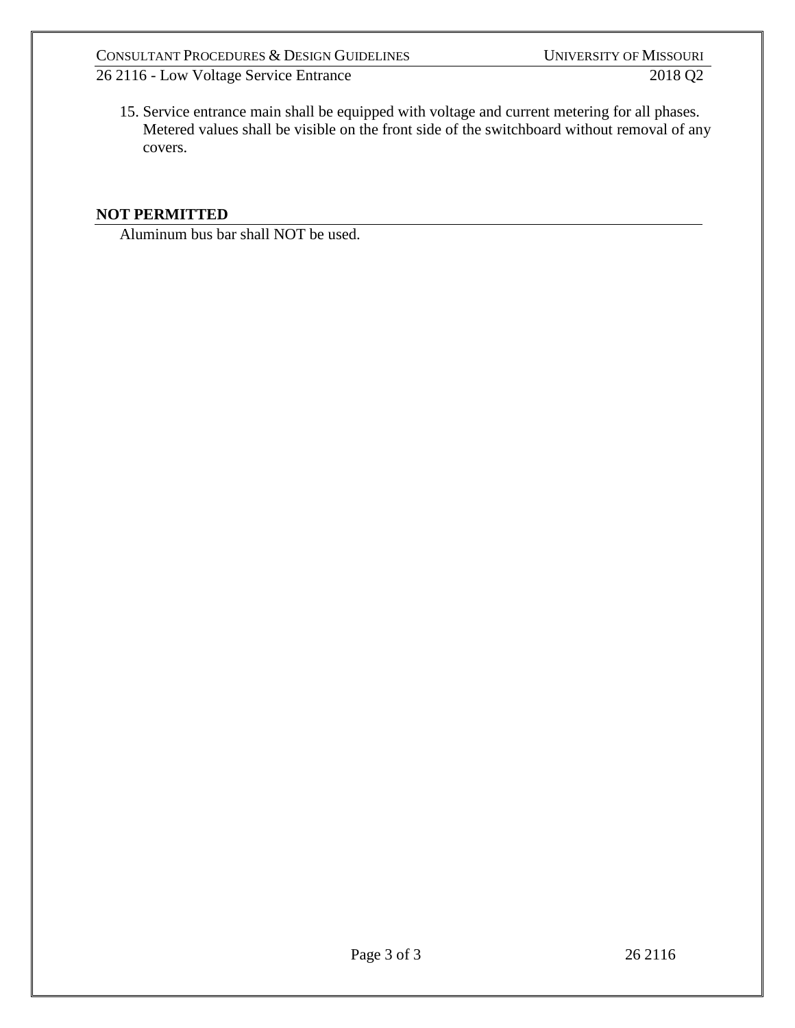15. Service entrance main shall be equipped with voltage and current metering for all phases. Metered values shall be visible on the front side of the switchboard without removal of any covers.

## NOT PERMITTED

Aluminum bus bar shall NOT be used.